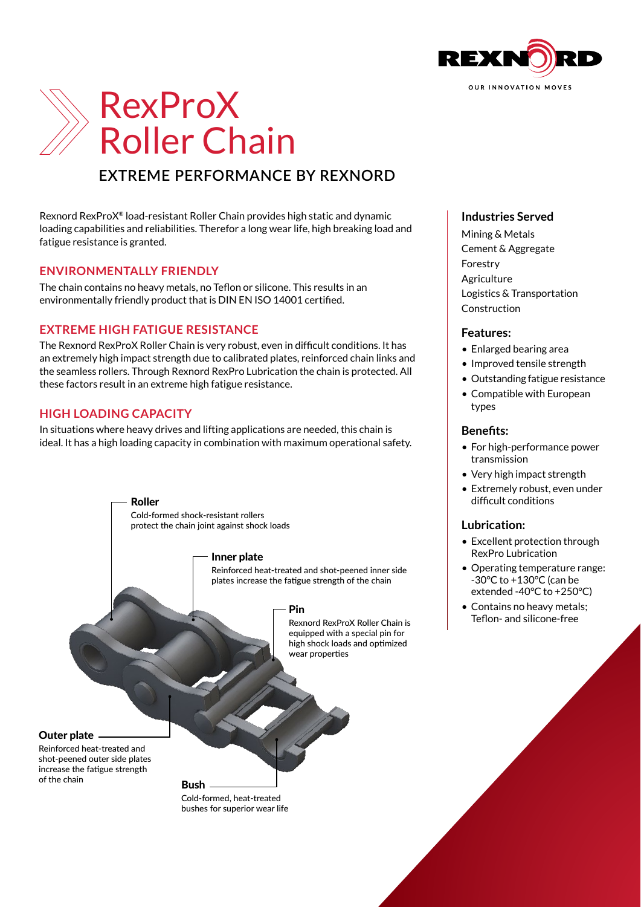# RexProX Roller Chain

## EXTREME PERFORMANCE BY REXNORD

Rexnord RexProX® load-resistant Roller Chain provides high static and dynamic loading capabilities and reliabilities. Therefor a long wear life, high breaking load and fatigue resistance is granted.

### ENVIRONMENTALLY FRIENDLY

The chain contains no heavy metals, no Teflon or silicone. This results in an environmentally friendly product that is DIN EN ISO 14001 certified.

### EXTREME HIGH FATIGUE RESISTANCE

The Rexnord RexProX Roller Chain is very robust, even in difficult conditions. It has an extremely high impact strength due to calibrated plates, reinforced chain links and the seamless rollers. Through Rexnord RexPro Lubrication the chain is protected. All these factors result in an extreme high fatigue resistance.

### HIGH LOADING CAPACITY

In situations where heavy drives and lifting applications are needed, this chain is ideal. It has a high loading capacity in combination with maximum operational safety.

**Roller**
Cold-formed shock-resistant rollers protect the chain joint against shock loads

**Inner plate**
Reinforced heat-treated and shot-peened inner side plates increase the fatigue strength of the chain

**Pin**
Rexnord RexProX Roller Chain is equipped with a special pin for high shock loads and optimized wear properties

**Outer plate**
Reinforced heat-treated and shot-peened outer side plates increase the fatigue strength of the chain

**Bush**
Cold-formed, heat-treated bushes for superior wear life

### Industries Served

Mining & Metals
Cement & Aggregate
Forestry
Agriculture
Logistics & Transportation
Construction

### Features:

- Enlarged bearing area
- Improved tensile strength
- Outstanding fatigue resistance
- Compatible with European types

### Benefits:

- For high-performance power transmission
- Very high impact strength
- Extremely robust, even under difficult conditions

### Lubrication:

- Excellent protection through RexPro Lubrication
- Operating temperature range: -30°C to +130°C (can be extended -40°C to +250°C)
- Contains no heavy metals; Teflon- and silicone-free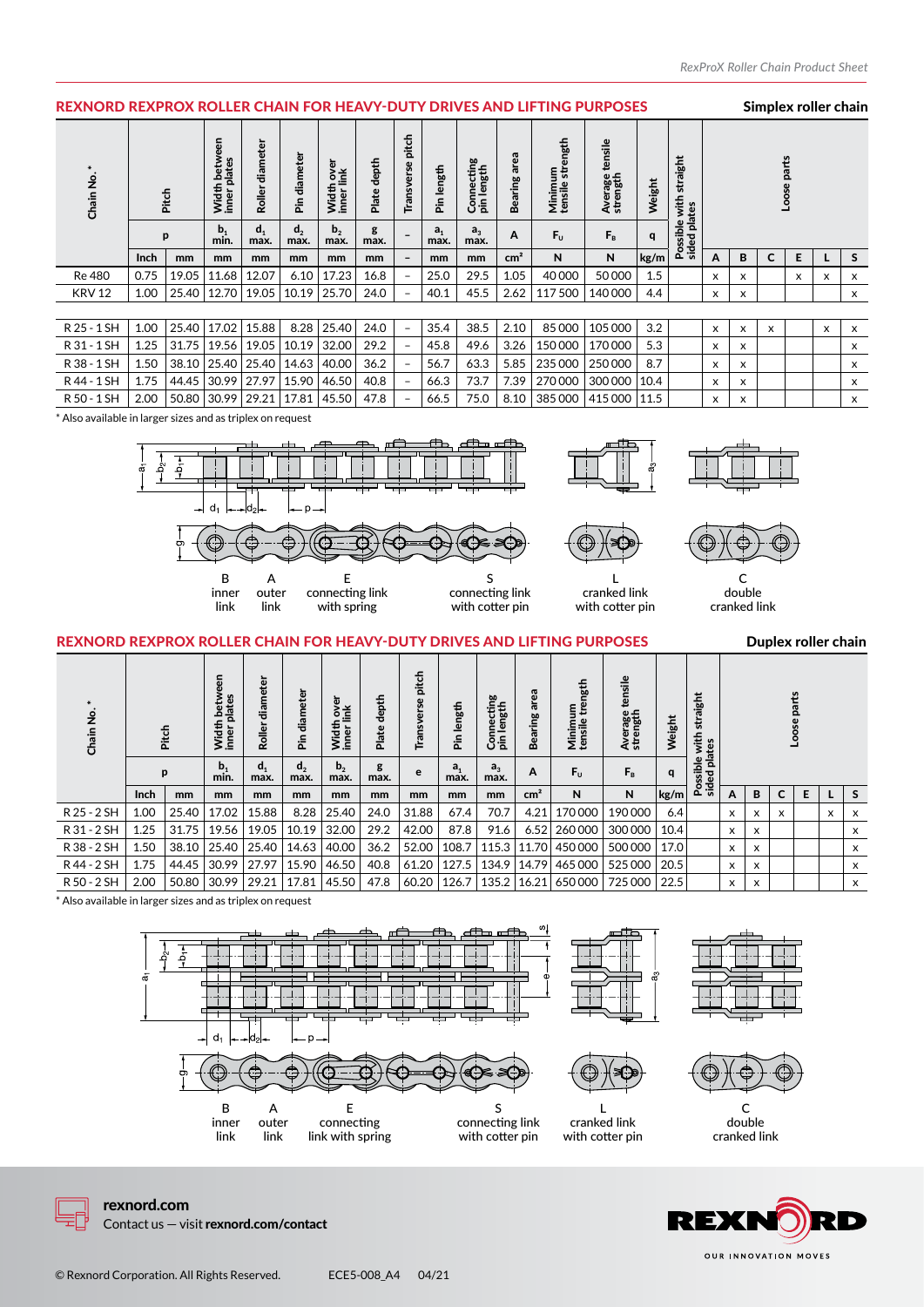## REXNORD REXPROX ROLLER CHAIN FOR HEAVY-DUTY DRIVES AND LIFTING PURPOSES

### Simplex roller chain

| Chain No.* | Pitch | | Width between inner plates | Roller diameter | Pin diameter | Width over inner link | Plate depth | Transverse pitch | Pin length | Connecting pin length | Bearing area | Minimum tensile strength | Average tensile strength | Weight | Possible with straight sided plates | Loose parts | | | | | |
|---|---|---|---|---|---|---|---|---|---|---|---|---|---|---|---|---|---|---|---|---|---|
| | p | | $b_1$ min. | $d_1$ max. | $d_2$ max. | $b_2$ max. | g max. | – | $a_1$ max. | $a_3$ max. | A | $F_U$ | $F_B$ | q | | | | | | | |
| | Inch | mm | mm | mm | mm | mm | mm | – | mm | mm | cm² | N | N | kg/m | | A | B | C | E | L | S |
| Re 480 | 0.75 | 19.05 | 11.68 | 12.07 | 6.10 | 17.23 | 16.8 | – | 25.0 | 29.5 | 1.05 | 40 000 | 50 000 | 1.5 | | x | x | | x | x | x |
| KRV 12 | 1.00 | 25.40 | 12.70 | 19.05 | 10.19 | 25.70 | 24.0 | – | 40.1 | 45.5 | 2.62 | 117 500 | 140 000 | 4.4 | | x | x | | | | x |
| R 25 - 1 SH | 1.00 | 25.40 | 17.02 | 15.88 | 8.28 | 25.40 | 24.0 | – | 35.4 | 38.5 | 2.10 | 85 000 | 105 000 | 3.2 | | x | x | x | | x | x |
| R 31 - 1 SH | 1.25 | 31.75 | 19.56 | 19.05 | 10.19 | 32.00 | 29.2 | – | 45.8 | 49.6 | 3.26 | 150 000 | 170 000 | 5.3 | | x | x | | | | x |
| R 38 - 1 SH | 1.50 | 38.10 | 25.40 | 25.40 | 14.63 | 40.00 | 36.2 | – | 56.7 | 63.3 | 5.85 | 235 000 | 250 000 | 8.7 | | x | x | | | | x |
| R 44 - 1 SH | 1.75 | 44.45 | 30.99 | 27.97 | 15.90 | 46.50 | 40.8 | – | 66.3 | 73.7 | 7.39 | 270 000 | 300 000 | 10.4 | | x | x | | | | x |
| R 50 - 1 SH | 2.00 | 50.80 | 30.99 | 29.21 | 17.81 | 45.50 | 47.8 | – | 66.5 | 75.0 | 8.10 | 385 000 | 415 000 | 11.5 | | x | x | | | | x |

\* Also available in larger sizes and as triplex on request

B inner link | A outer link | E connecting link with spring | S connecting link with cotter pin | L cranked link with cotter pin | C double cranked link

## REXNORD REXPROX ROLLER CHAIN FOR HEAVY-DUTY DRIVES AND LIFTING PURPOSES

### Duplex roller chain

| Chain No.* | Pitch | | Width between inner plates | Roller diameter | Pin diameter | Width over inner link | Plate depth | Transverse pitch | Pin length | Connecting pin length | Bearing area | Minimum tensile trength | Average tensile strength | Weight | Possible with straight sided plates | Loose parts | | | | | |
|---|---|---|---|---|---|---|---|---|---|---|---|---|---|---|---|---|---|---|---|---|---|
| | p | | $b_1$ min. | $d_1$ max. | $d_2$ max. | $b_2$ max. | g max. | e | $a_1$ max. | $a_3$ max. | A | $F_U$ | $F_B$ | q | | | | | | | |
| | Inch | mm | mm | mm | mm | mm | mm | mm | mm | mm | cm² | N | N | kg/m | | A | B | C | E | L | S |
| R 25 - 2 SH | 1.00 | 25.40 | 17.02 | 15.88 | 8.28 | 25.40 | 24.0 | 31.88 | 67.4 | 70.7 | 4.21 | 170 000 | 190 000 | 6.4 | | x | x | x | | x | x |
| R 31 - 2 SH | 1.25 | 31.75 | 19.56 | 19.05 | 10.19 | 32.00 | 29.2 | 42.00 | 87.8 | 91.6 | 6.52 | 260 000 | 300 000 | 10.4 | | x | x | | | | x |
| R 38 - 2 SH | 1.50 | 38.10 | 25.40 | 25.40 | 14.63 | 40.00 | 36.2 | 52.00 | 108.7 | 115.3 | 11.70 | 450 000 | 500 000 | 17.0 | | x | x | | | | x |
| R 44 - 2 SH | 1.75 | 44.45 | 30.99 | 27.97 | 15.90 | 46.50 | 40.8 | 61.20 | 127.5 | 134.9 | 14.79 | 465 000 | 525 000 | 20.5 | | x | x | | | | x |
| R 50 - 2 SH | 2.00 | 50.80 | 30.99 | 29.21 | 17.81 | 45.50 | 47.8 | 60.20 | 126.7 | 135.2 | 16.21 | 650 000 | 725 000 | 22.5 | | x | x | | | | x |

\* Also available in larger sizes and as triplex on request

B inner link | A outer link | E connecting link with spring | S connecting link with cotter pin | L cranked link with cotter pin | C double cranked link

**rexnord.com**
Contact us — visit **rexnord.com/contact**

OUR INNOVATION MOVES

© Rexnord Corporation. All Rights Reserved. ECE5-008_A4 04/21